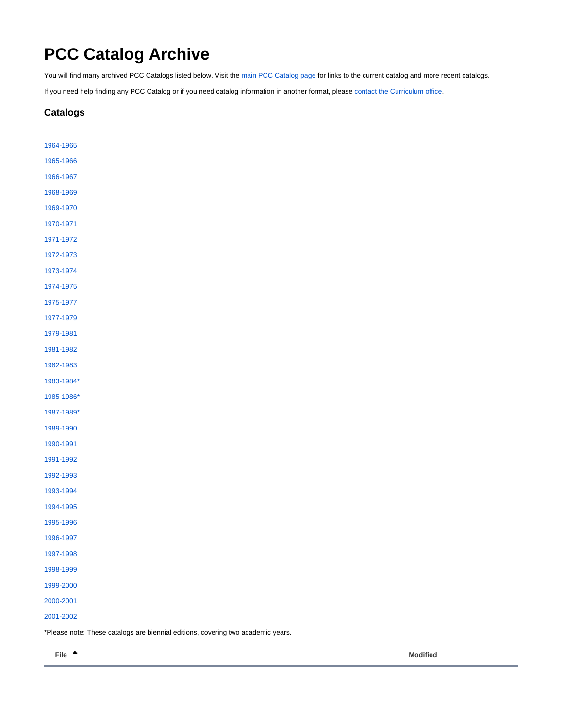# PCC Catalog Archive

You will find many archived PCC Catalogs listed below. Visit the main PCC Catalog page for links to the current catalog and more recent catalogs.

If you need help finding any PCC Catalog or if you need catalog information in another format, please contact the Curriculum office.

## Catalogs

1964-1965

1965-1966

1966-1967

1968-1969

1969-1970

1970-1971

1971-1972

1972-1973

1973-1974

1974-1975

1975-1977

1977-1979

1979-1981

1981-1982

1982-1983

1983-1984*

1985-1986*

1987-1989*

1989-1990

1990-1991

1991-1992

1992-1993

1993-1994

1994-1995

1995-1996

1996-1997

1997-1998

1998-1999

1999-2000

2000-2001

2001-2002

*Please note: These catalogs are biennial editions, covering two academic years.

| File | Modified |
| --- | --- |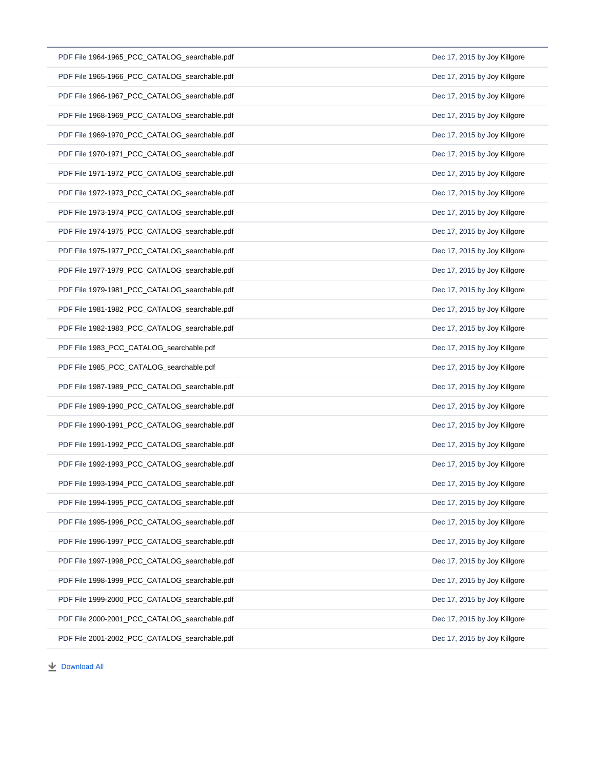| | |
|---|---|
| PDF File 1964-1965_PCC_CATALOG_searchable.pdf | Dec 17, 2015 by Joy Killgore |
| PDF File 1965-1966_PCC_CATALOG_searchable.pdf | Dec 17, 2015 by Joy Killgore |
| PDF File 1966-1967_PCC_CATALOG_searchable.pdf | Dec 17, 2015 by Joy Killgore |
| PDF File 1968-1969_PCC_CATALOG_searchable.pdf | Dec 17, 2015 by Joy Killgore |
| PDF File 1969-1970_PCC_CATALOG_searchable.pdf | Dec 17, 2015 by Joy Killgore |
| PDF File 1970-1971_PCC_CATALOG_searchable.pdf | Dec 17, 2015 by Joy Killgore |
| PDF File 1971-1972_PCC_CATALOG_searchable.pdf | Dec 17, 2015 by Joy Killgore |
| PDF File 1972-1973_PCC_CATALOG_searchable.pdf | Dec 17, 2015 by Joy Killgore |
| PDF File 1973-1974_PCC_CATALOG_searchable.pdf | Dec 17, 2015 by Joy Killgore |
| PDF File 1974-1975_PCC_CATALOG_searchable.pdf | Dec 17, 2015 by Joy Killgore |
| PDF File 1975-1977_PCC_CATALOG_searchable.pdf | Dec 17, 2015 by Joy Killgore |
| PDF File 1977-1979_PCC_CATALOG_searchable.pdf | Dec 17, 2015 by Joy Killgore |
| PDF File 1979-1981_PCC_CATALOG_searchable.pdf | Dec 17, 2015 by Joy Killgore |
| PDF File 1981-1982_PCC_CATALOG_searchable.pdf | Dec 17, 2015 by Joy Killgore |
| PDF File 1982-1983_PCC_CATALOG_searchable.pdf | Dec 17, 2015 by Joy Killgore |
| PDF File 1983_PCC_CATALOG_searchable.pdf | Dec 17, 2015 by Joy Killgore |
| PDF File 1985_PCC_CATALOG_searchable.pdf | Dec 17, 2015 by Joy Killgore |
| PDF File 1987-1989_PCC_CATALOG_searchable.pdf | Dec 17, 2015 by Joy Killgore |
| PDF File 1989-1990_PCC_CATALOG_searchable.pdf | Dec 17, 2015 by Joy Killgore |
| PDF File 1990-1991_PCC_CATALOG_searchable.pdf | Dec 17, 2015 by Joy Killgore |
| PDF File 1991-1992_PCC_CATALOG_searchable.pdf | Dec 17, 2015 by Joy Killgore |
| PDF File 1992-1993_PCC_CATALOG_searchable.pdf | Dec 17, 2015 by Joy Killgore |
| PDF File 1993-1994_PCC_CATALOG_searchable.pdf | Dec 17, 2015 by Joy Killgore |
| PDF File 1994-1995_PCC_CATALOG_searchable.pdf | Dec 17, 2015 by Joy Killgore |
| PDF File 1995-1996_PCC_CATALOG_searchable.pdf | Dec 17, 2015 by Joy Killgore |
| PDF File 1996-1997_PCC_CATALOG_searchable.pdf | Dec 17, 2015 by Joy Killgore |
| PDF File 1997-1998_PCC_CATALOG_searchable.pdf | Dec 17, 2015 by Joy Killgore |
| PDF File 1998-1999_PCC_CATALOG_searchable.pdf | Dec 17, 2015 by Joy Killgore |
| PDF File 1999-2000_PCC_CATALOG_searchable.pdf | Dec 17, 2015 by Joy Killgore |
| PDF File 2000-2001_PCC_CATALOG_searchable.pdf | Dec 17, 2015 by Joy Killgore |
| PDF File 2001-2002_PCC_CATALOG_searchable.pdf | Dec 17, 2015 by Joy Killgore |

Download All